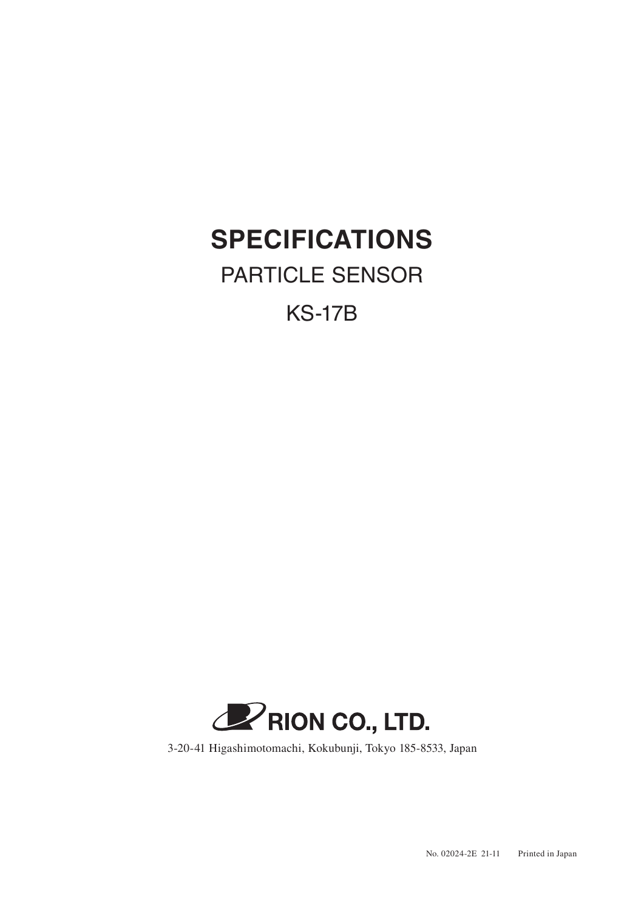# SPECIFICATIONS

## PARTICLE SENSOR

## KS-17B

RION CO., LTD.

3-20-41 Higashimotomachi, Kokubunji, Tokyo 185-8533, Japan

No. 02024-2E 21-11 Printed in Japan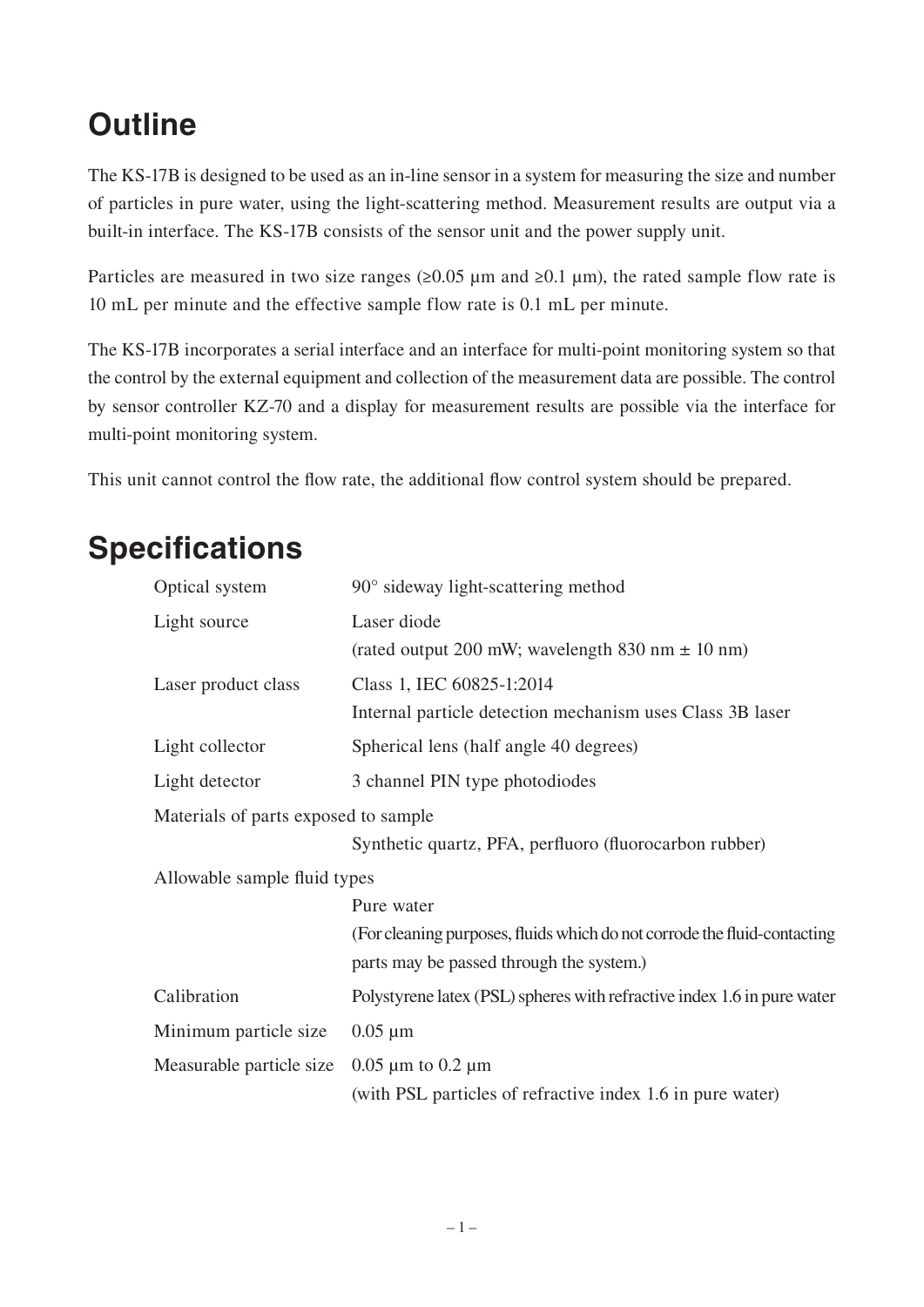## Outline

The KS-17B is designed to be used as an in-line sensor in a system for measuring the size and number of particles in pure water, using the light-scattering method. Measurement results are output via a built-in interface. The KS-17B consists of the sensor unit and the power supply unit.

Particles are measured in two size ranges (≥0.05 μm and ≥0.1 μm), the rated sample flow rate is 10 mL per minute and the effective sample flow rate is 0.1 mL per minute.

The KS-17B incorporates a serial interface and an interface for multi-point monitoring system so that the control by the external equipment and collection of the measurement data are possible. The control by sensor controller KZ-70 and a display for measurement results are possible via the interface for multi-point monitoring system.

This unit cannot control the flow rate, the additional flow control system should be prepared.

## Specifications

| | |
|---|---|
| Optical system | 90° sideway light-scattering method |
| Light source | Laser diode<br>(rated output 200 mW; wavelength 830 nm ± 10 nm) |
| Laser product class | Class 1, IEC 60825-1:2014<br>Internal particle detection mechanism uses Class 3B laser |
| Light collector | Spherical lens (half angle 40 degrees) |
| Light detector | 3 channel PIN type photodiodes |
| Materials of parts exposed to sample | Synthetic quartz, PFA, perfluoro (fluorocarbon rubber) |
| Allowable sample fluid types | Pure water<br>(For cleaning purposes, fluids which do not corrode the fluid-contacting parts may be passed through the system.) |
| Calibration | Polystyrene latex (PSL) spheres with refractive index 1.6 in pure water |
| Minimum particle size | 0.05 μm |
| Measurable particle size | 0.05 μm to 0.2 μm<br>(with PSL particles of refractive index 1.6 in pure water) |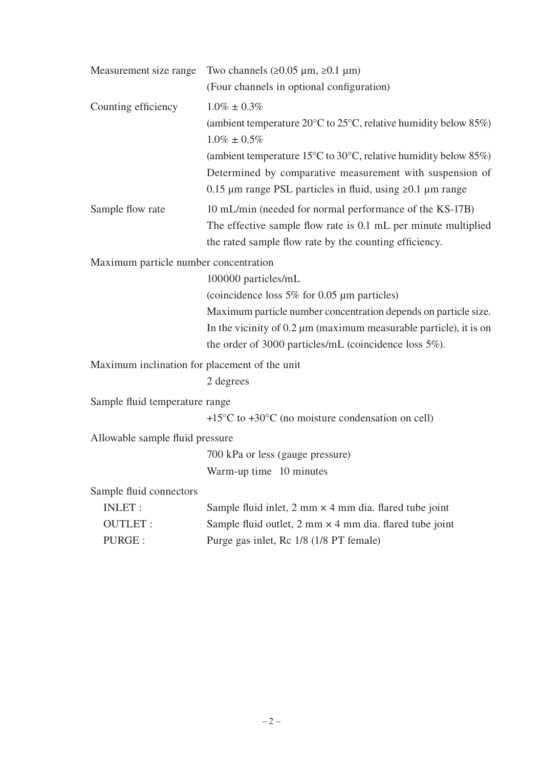| | |
|---|---|
| Measurement size range | Two channels (≥0.05 µm, ≥0.1 µm)<br>(Four channels in optional configuration) |
| Counting efficiency | 1.0% ± 0.3%<br>(ambient temperature 20°C to 25°C, relative humidity below 85%)<br>1.0% ± 0.5%<br>(ambient temperature 15°C to 30°C, relative humidity below 85%)<br>Determined by comparative measurement with suspension of 0.15 µm range PSL particles in fluid, using ≥0.1 µm range |
| Sample flow rate | 10 mL/min (needed for normal performance of the KS-17B)<br>The effective sample flow rate is 0.1 mL per minute multiplied the rated sample flow rate by the counting efficiency. |
| Maximum particle number concentration | 100000 particles/mL<br>(coincidence loss 5% for 0.05 µm particles)<br>Maximum particle number concentration depends on particle size. In the vicinity of 0.2 µm (maximum measurable particle), it is on the order of 3000 particles/mL (coincidence loss 5%). |
| Maximum inclination for placement of the unit | 2 degrees |
| Sample fluid temperature range | +15°C to +30°C (no moisture condensation on cell) |
| Allowable sample fluid pressure | 700 kPa or less (gauge pressure)<br>Warm-up time 10 minutes |
| Sample fluid connectors | |
| INLET : | Sample fluid inlet, 2 mm × 4 mm dia. flared tube joint |
| OUTLET : | Sample fluid outlet, 2 mm × 4 mm dia. flared tube joint |
| PURGE : | Purge gas inlet, Rc 1/8 (1/8 PT female) |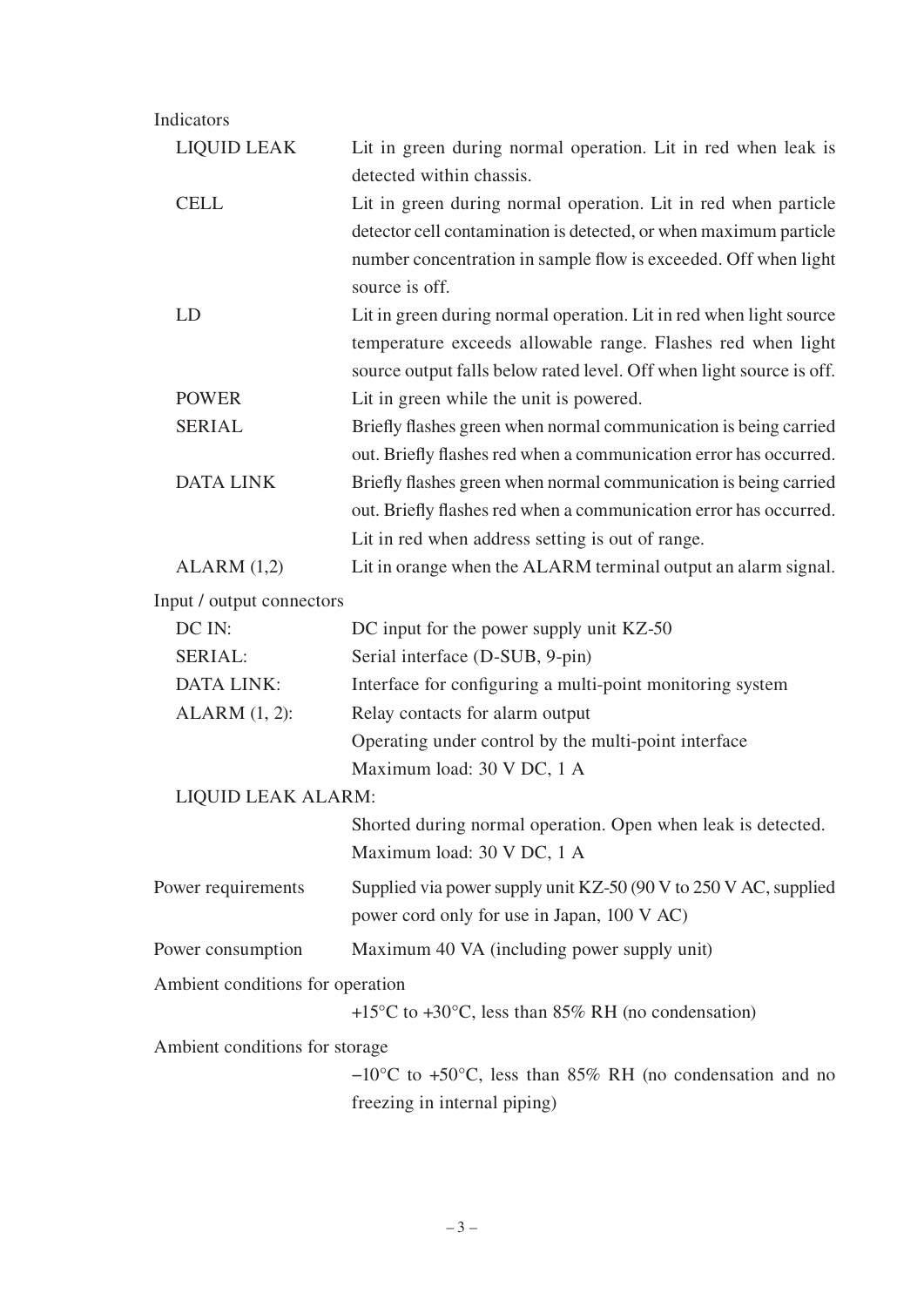Indicators

| | |
|---|---|
| LIQUID LEAK | Lit in green during normal operation. Lit in red when leak is detected within chassis. |
| CELL | Lit in green during normal operation. Lit in red when particle detector cell contamination is detected, or when maximum particle number concentration in sample flow is exceeded. Off when light source is off. |
| LD | Lit in green during normal operation. Lit in red when light source temperature exceeds allowable range. Flashes red when light source output falls below rated level. Off when light source is off. |
| POWER | Lit in green while the unit is powered. |
| SERIAL | Briefly flashes green when normal communication is being carried out. Briefly flashes red when a communication error has occurred. |
| DATA LINK | Briefly flashes green when normal communication is being carried out. Briefly flashes red when a communication error has occurred. Lit in red when address setting is out of range. |
| ALARM (1,2) | Lit in orange when the ALARM terminal output an alarm signal. |

Input / output connectors

| | |
|---|---|
| DC IN: | DC input for the power supply unit KZ-50 |
| SERIAL: | Serial interface (D-SUB, 9-pin) |
| DATA LINK: | Interface for configuring a multi-point monitoring system |
| ALARM (1, 2): | Relay contacts for alarm output<br>Operating under control by the multi-point interface<br>Maximum load: 30 V DC, 1 A |
| LIQUID LEAK ALARM: | Shorted during normal operation. Open when leak is detected.<br>Maximum load: 30 V DC, 1 A |

Power requirements
: Supplied via power supply unit KZ-50 (90 V to 250 V AC, supplied power cord only for use in Japan, 100 V AC)

Power consumption
: Maximum 40 VA (including power supply unit)

Ambient conditions for operation
: +15°C to +30°C, less than 85% RH (no condensation)

Ambient conditions for storage
: −10°C to +50°C, less than 85% RH (no condensation and no freezing in internal piping)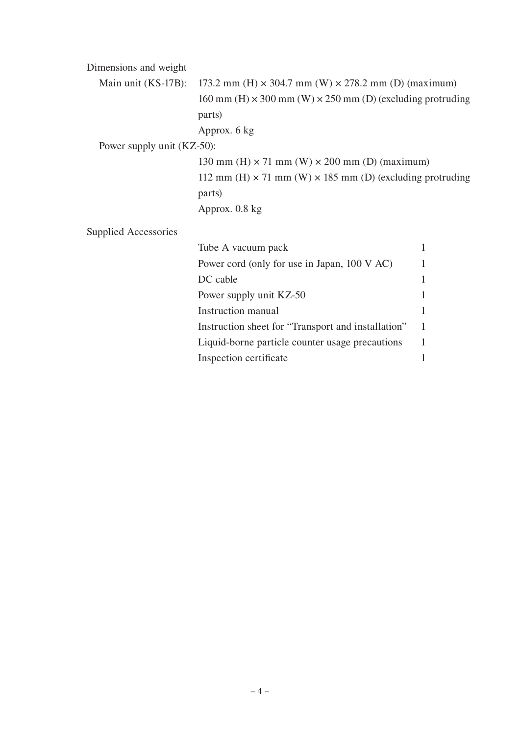Dimensions and weight

Main unit (KS-17B):

173.2 mm (H) × 304.7 mm (W) × 278.2 mm (D) (maximum)

160 mm (H) × 300 mm (W) × 250 mm (D) (excluding protruding parts)

Approx. 6 kg

Power supply unit (KZ-50):

130 mm (H) × 71 mm (W) × 200 mm (D) (maximum)

112 mm (H) × 71 mm (W) × 185 mm (D) (excluding protruding parts)

Approx. 0.8 kg

Supplied Accessories

| Item | Qty |
|---|---|
| Tube A vacuum pack | 1 |
| Power cord (only for use in Japan, 100 V AC) | 1 |
| DC cable | 1 |
| Power supply unit KZ-50 | 1 |
| Instruction manual | 1 |
| Instruction sheet for “Transport and installation” | 1 |
| Liquid-borne particle counter usage precautions | 1 |
| Inspection certificate | 1 |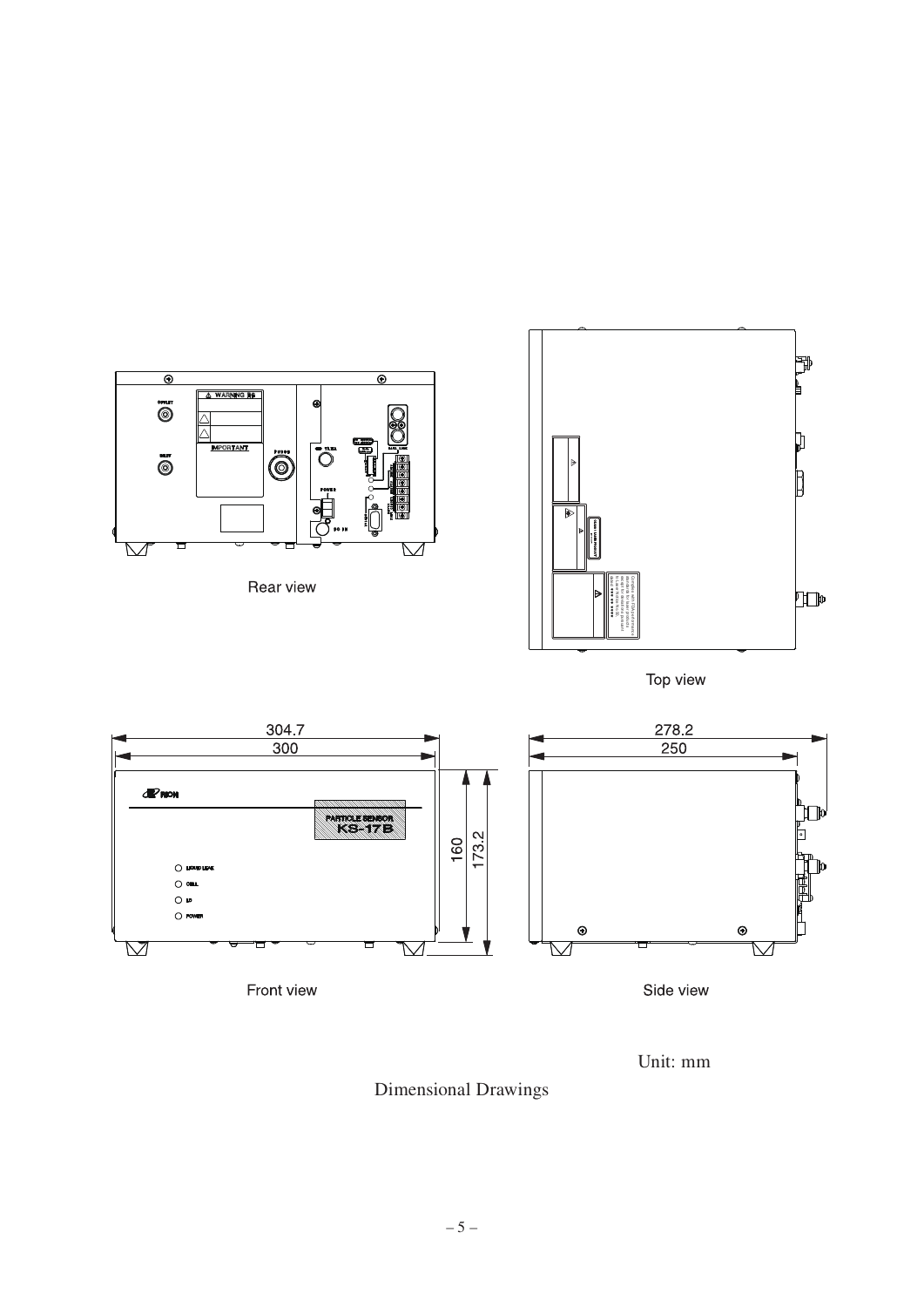Rear view

Top view

Front view

Side view

Unit: mm

Dimensional Drawings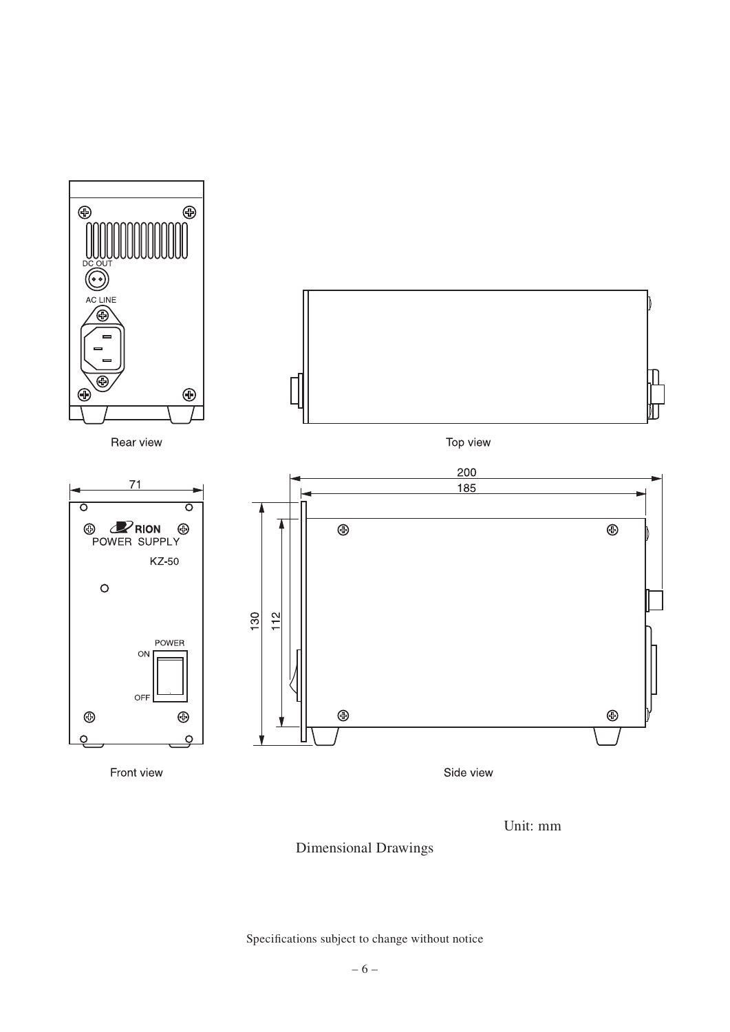Rear view

DC OUT

AC LINE

Top view

Front view

71

RION
POWER SUPPLY
KZ-50

POWER
ON
OFF

Side view

200

185

130

112

Unit: mm

Dimensional Drawings

Specifications subject to change without notice